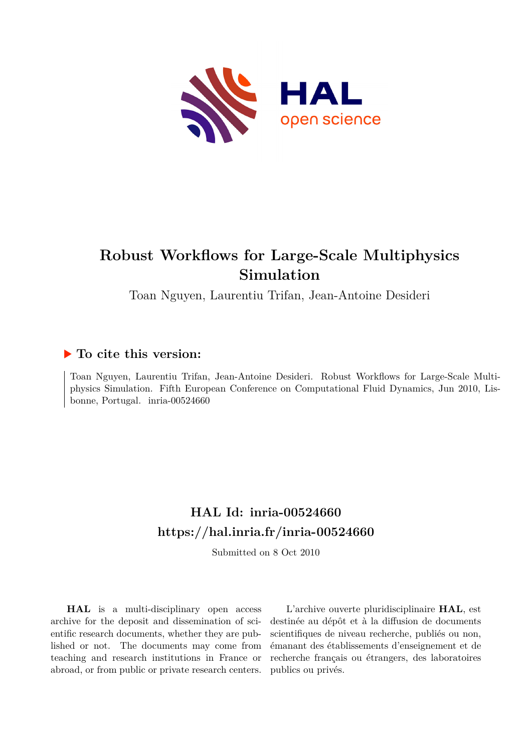# Robust Workflows for Large-Scale Multiphysics Simulation

Toan Nguyen, Laurentiu Trifan, Jean-Antoine Desideri

## ▶ To cite this version:

Toan Nguyen, Laurentiu Trifan, Jean-Antoine Desideri. Robust Workflows for Large-Scale Multiphysics Simulation. Fifth European Conference on Computational Fluid Dynamics, Jun 2010, Lisbonne, Portugal. inria-00524660

## HAL Id: inria-00524660
## https://hal.inria.fr/inria-00524660

Submitted on 8 Oct 2010

**HAL** is a multi-disciplinary open access archive for the deposit and dissemination of scientific research documents, whether they are published or not. The documents may come from teaching and research institutions in France or abroad, or from public or private research centers.

L'archive ouverte pluridisciplinaire **HAL**, est destinée au dépôt et à la diffusion de documents scientifiques de niveau recherche, publiés ou non, émanant des établissements d'enseignement et de recherche français ou étrangers, des laboratoires publics ou privés.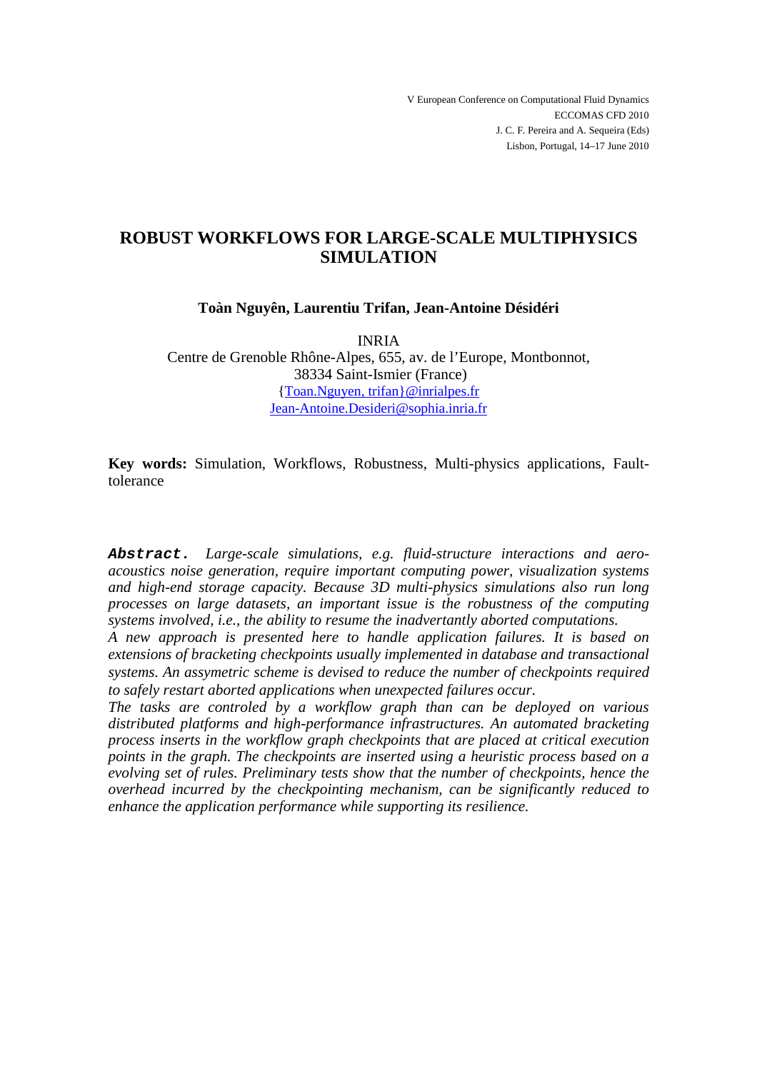V European Conference on Computational Fluid Dynamics
ECCOMAS CFD 2010
J. C. F. Pereira and A. Sequeira (Eds)
Lisbon, Portugal, 14–17 June 2010

# ROBUST WORKFLOWS FOR LARGE-SCALE MULTIPHYSICS SIMULATION

**Toàn Nguyên, Laurentiu Trifan, Jean-Antoine Désidéri**

INRIA
Centre de Grenoble Rhône-Alpes, 655, av. de l'Europe, Montbonnot,
38334 Saint-Ismier (France)
{Toan.Nguyen, trifan}@inrialpes.fr
Jean-Antoine.Desideri@sophia.inria.fr

**Key words:** Simulation, Workflows, Robustness, Multi-physics applications, Fault-tolerance

**Abstract.** *Large-scale simulations, e.g. fluid-structure interactions and aero-acoustics noise generation, require important computing power, visualization systems and high-end storage capacity. Because 3D multi-physics simulations also run long processes on large datasets, an important issue is the robustness of the computing systems involved, i.e., the ability to resume the inadvertantly aborted computations.*
*A new approach is presented here to handle application failures. It is based on extensions of bracketing checkpoints usually implemented in database and transactional systems. An assymetric scheme is devised to reduce the number of checkpoints required to safely restart aborted applications when unexpected failures occur.*
*The tasks are controled by a workflow graph than can be deployed on various distributed platforms and high-performance infrastructures. An automated bracketing process inserts in the workflow graph checkpoints that are placed at critical execution points in the graph. The checkpoints are inserted using a heuristic process based on a evolving set of rules. Preliminary tests show that the number of checkpoints, hence the overhead incurred by the checkpointing mechanism, can be significantly reduced to enhance the application performance while supporting its resilience.*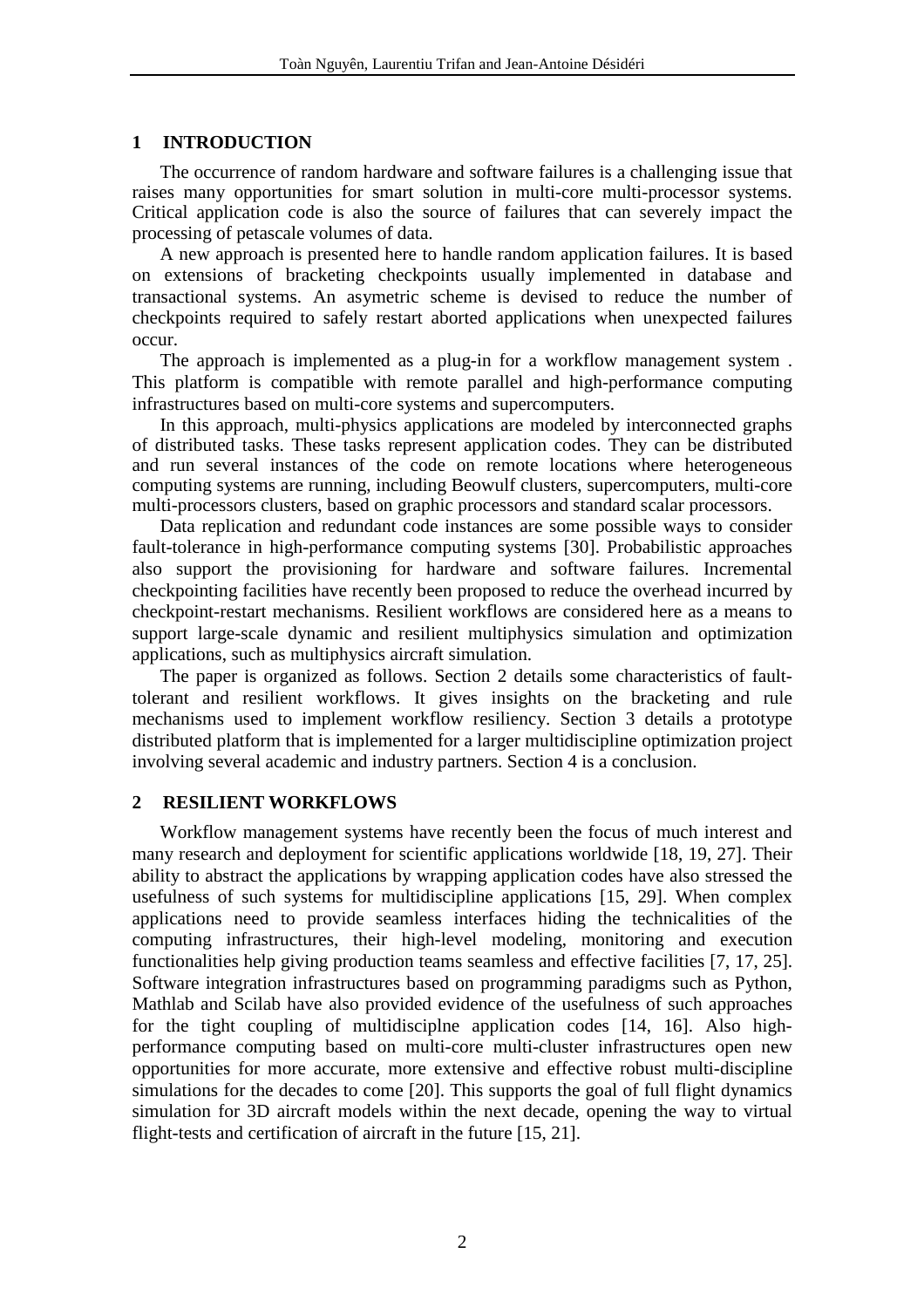## 1 INTRODUCTION

The occurrence of random hardware and software failures is a challenging issue that raises many opportunities for smart solution in multi-core multi-processor systems. Critical application code is also the source of failures that can severely impact the processing of petascale volumes of data.

A new approach is presented here to handle random application failures. It is based on extensions of bracketing checkpoints usually implemented in database and transactional systems. An asymetric scheme is devised to reduce the number of checkpoints required to safely restart aborted applications when unexpected failures occur.

The approach is implemented as a plug-in for a workflow management system . This platform is compatible with remote parallel and high-performance computing infrastructures based on multi-core systems and supercomputers.

In this approach, multi-physics applications are modeled by interconnected graphs of distributed tasks. These tasks represent application codes. They can be distributed and run several instances of the code on remote locations where heterogeneous computing systems are running, including Beowulf clusters, supercomputers, multi-core multi-processors clusters, based on graphic processors and standard scalar processors.

Data replication and redundant code instances are some possible ways to consider fault-tolerance in high-performance computing systems [30]. Probabilistic approaches also support the provisioning for hardware and software failures. Incremental checkpointing facilities have recently been proposed to reduce the overhead incurred by checkpoint-restart mechanisms. Resilient workflows are considered here as a means to support large-scale dynamic and resilient multiphysics simulation and optimization applications, such as multiphysics aircraft simulation.

The paper is organized as follows. Section 2 details some characteristics of fault-tolerant and resilient workflows. It gives insights on the bracketing and rule mechanisms used to implement workflow resiliency. Section 3 details a prototype distributed platform that is implemented for a larger multidiscipline optimization project involving several academic and industry partners. Section 4 is a conclusion.

## 2 RESILIENT WORKFLOWS

Workflow management systems have recently been the focus of much interest and many research and deployment for scientific applications worldwide [18, 19, 27]. Their ability to abstract the applications by wrapping application codes have also stressed the usefulness of such systems for multidiscipline applications [15, 29]. When complex applications need to provide seamless interfaces hiding the technicalities of the computing infrastructures, their high-level modeling, monitoring and execution functionalities help giving production teams seamless and effective facilities [7, 17, 25]. Software integration infrastructures based on programming paradigms such as Python, Mathlab and Scilab have also provided evidence of the usefulness of such approaches for the tight coupling of multidisciplne application codes [14, 16]. Also high-performance computing based on multi-core multi-cluster infrastructures open new opportunities for more accurate, more extensive and effective robust multi-discipline simulations for the decades to come [20]. This supports the goal of full flight dynamics simulation for 3D aircraft models within the next decade, opening the way to virtual flight-tests and certification of aircraft in the future [15, 21].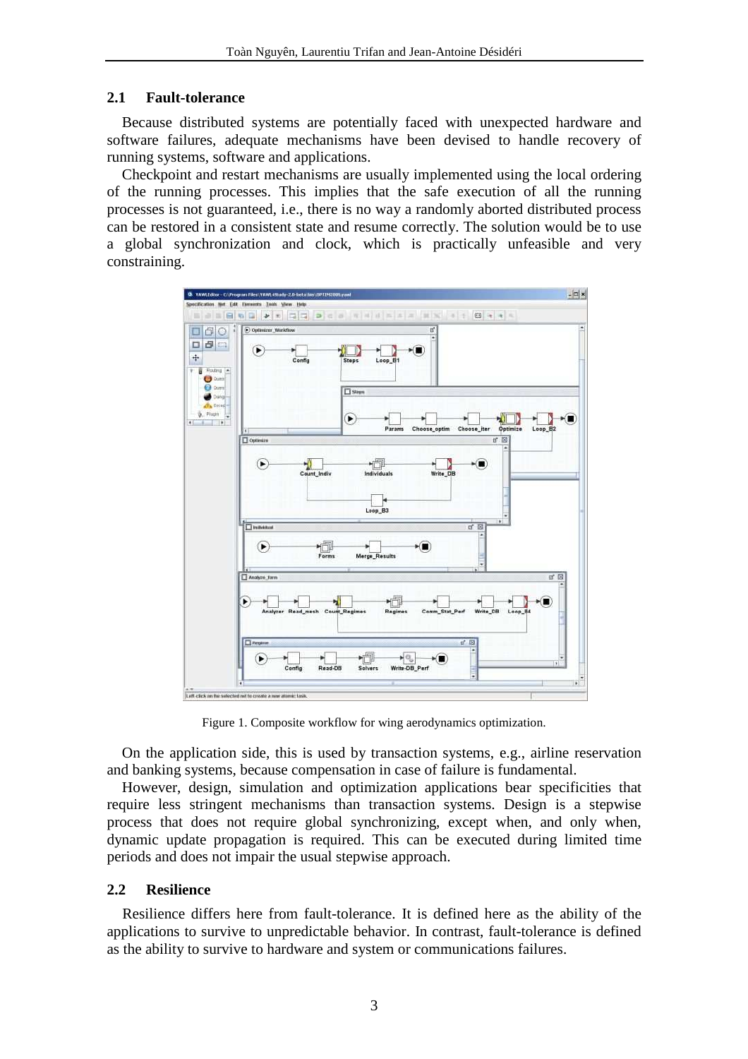## 2.1 Fault-tolerance

Because distributed systems are potentially faced with unexpected hardware and software failures, adequate mechanisms have been devised to handle recovery of running systems, software and applications.

Checkpoint and restart mechanisms are usually implemented using the local ordering of the running processes. This implies that the safe execution of all the running processes is not guaranteed, i.e., there is no way a randomly aborted distributed process can be restored in a consistent state and resume correctly. The solution would be to use a global synchronization and clock, which is practically unfeasible and very constraining.

Figure 1. Composite workflow for wing aerodynamics optimization.

On the application side, this is used by transaction systems, e.g., airline reservation and banking systems, because compensation in case of failure is fundamental.

However, design, simulation and optimization applications bear specificities that require less stringent mechanisms than transaction systems. Design is a stepwise process that does not require global synchronizing, except when, and only when, dynamic update propagation is required. This can be executed during limited time periods and does not impair the usual stepwise approach.

## 2.2 Resilience

Resilience differs here from fault-tolerance. It is defined here as the ability of the applications to survive to unpredictable behavior. In contrast, fault-tolerance is defined as the ability to survive to hardware and system or communications failures.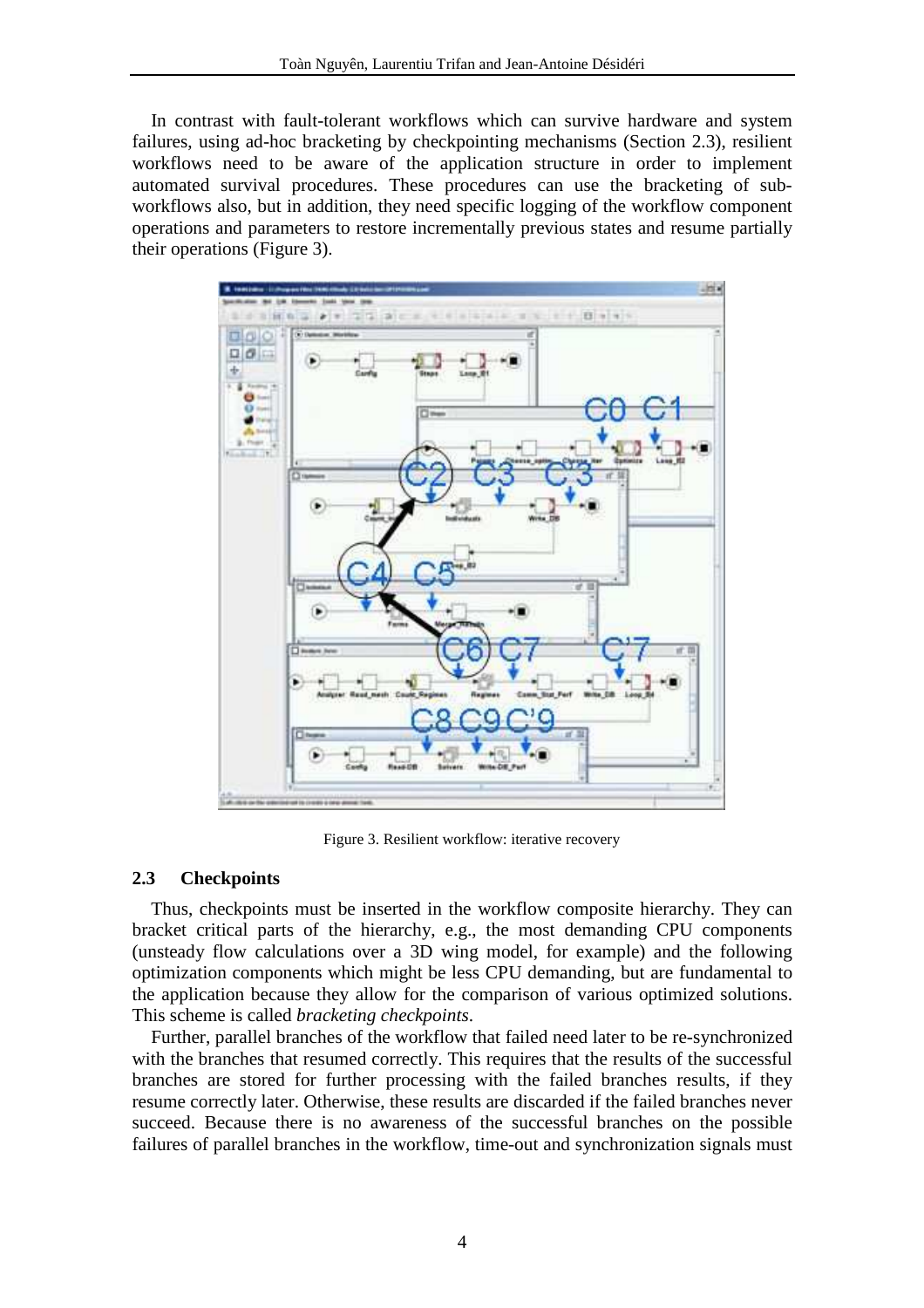In contrast with fault-tolerant workflows which can survive hardware and system failures, using ad-hoc bracketing by checkpointing mechanisms (Section 2.3), resilient workflows need to be aware of the application structure in order to implement automated survival procedures. These procedures can use the bracketing of sub-workflows also, but in addition, they need specific logging of the workflow component operations and parameters to restore incrementally previous states and resume partially their operations (Figure 3).

Figure 3. Resilient workflow: iterative recovery

### 2.3 Checkpoints

Thus, checkpoints must be inserted in the workflow composite hierarchy. They can bracket critical parts of the hierarchy, e.g., the most demanding CPU components (unsteady flow calculations over a 3D wing model, for example) and the following optimization components which might be less CPU demanding, but are fundamental to the application because they allow for the comparison of various optimized solutions. This scheme is called *bracketing checkpoints*.

Further, parallel branches of the workflow that failed need later to be re-synchronized with the branches that resumed correctly. This requires that the results of the successful branches are stored for further processing with the failed branches results, if they resume correctly later. Otherwise, these results are discarded if the failed branches never succeed. Because there is no awareness of the successful branches on the possible failures of parallel branches in the workflow, time-out and synchronization signals must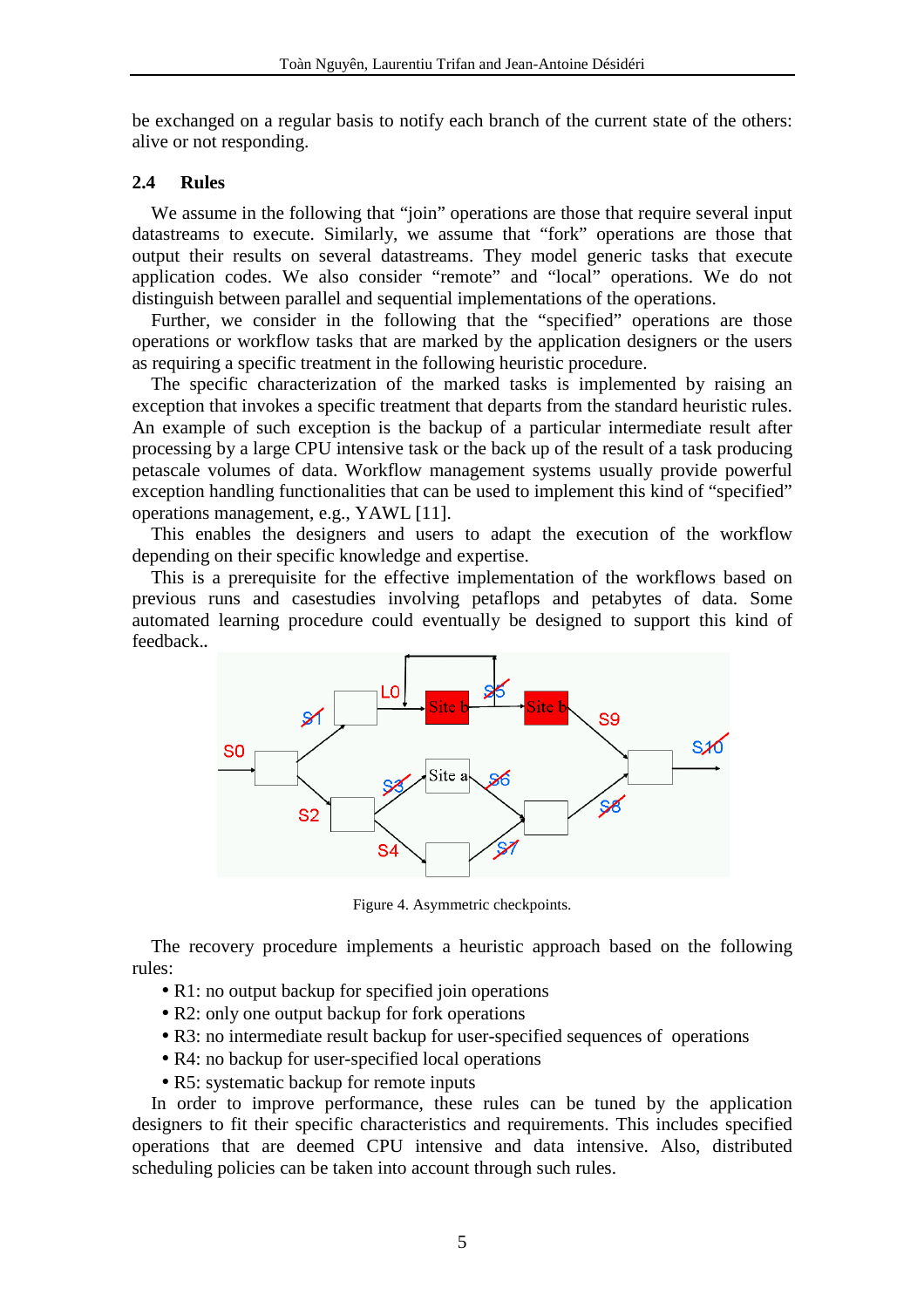be exchanged on a regular basis to notify each branch of the current state of the others: alive or not responding.

## 2.4 Rules

We assume in the following that "join" operations are those that require several input datastreams to execute. Similarly, we assume that "fork" operations are those that output their results on several datastreams. They model generic tasks that execute application codes. We also consider "remote" and "local" operations. We do not distinguish between parallel and sequential implementations of the operations.

Further, we consider in the following that the "specified" operations are those operations or workflow tasks that are marked by the application designers or the users as requiring a specific treatment in the following heuristic procedure.

The specific characterization of the marked tasks is implemented by raising an exception that invokes a specific treatment that departs from the standard heuristic rules. An example of such exception is the backup of a particular intermediate result after processing by a large CPU intensive task or the back up of the result of a task producing petascale volumes of data. Workflow management systems usually provide powerful exception handling functionalities that can be used to implement this kind of "specified" operations management, e.g., YAWL [11].

This enables the designers and users to adapt the execution of the workflow depending on their specific knowledge and expertise.

This is a prerequisite for the effective implementation of the workflows based on previous runs and casestudies involving petaflops and petabytes of data. Some automated learning procedure could eventually be designed to support this kind of feedback..

Figure 4. Asymmetric checkpoints.

The recovery procedure implements a heuristic approach based on the following rules:

- R1: no output backup for specified join operations
- R2: only one output backup for fork operations
- R3: no intermediate result backup for user-specified sequences of operations
- R4: no backup for user-specified local operations
- R5: systematic backup for remote inputs

In order to improve performance, these rules can be tuned by the application designers to fit their specific characteristics and requirements. This includes specified operations that are deemed CPU intensive and data intensive. Also, distributed scheduling policies can be taken into account through such rules.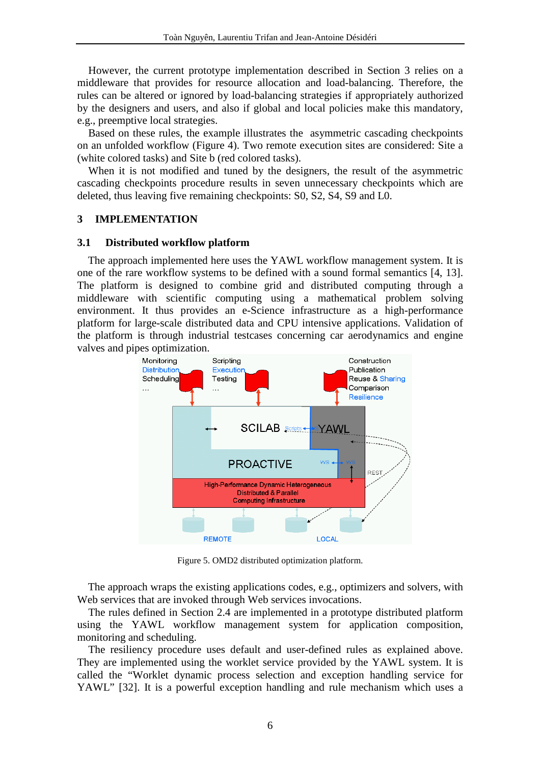However, the current prototype implementation described in Section 3 relies on a middleware that provides for resource allocation and load-balancing. Therefore, the rules can be altered or ignored by load-balancing strategies if appropriately authorized by the designers and users, and also if global and local policies make this mandatory, e.g., preemptive local strategies.

Based on these rules, the example illustrates the asymmetric cascading checkpoints on an unfolded workflow (Figure 4). Two remote execution sites are considered: Site a (white colored tasks) and Site b (red colored tasks).

When it is not modified and tuned by the designers, the result of the asymmetric cascading checkpoints procedure results in seven unnecessary checkpoints which are deleted, thus leaving five remaining checkpoints: S0, S2, S4, S9 and L0.

## 3 IMPLEMENTATION

### 3.1 Distributed workflow platform

The approach implemented here uses the YAWL workflow management system. It is one of the rare workflow systems to be defined with a sound formal semantics [4, 13]. The platform is designed to combine grid and distributed computing through a middleware with scientific computing using a mathematical problem solving environment. It thus provides an e-Science infrastructure as a high-performance platform for large-scale distributed data and CPU intensive applications. Validation of the platform is through industrial testcases concerning car aerodynamics and engine valves and pipes optimization.

Figure 5. OMD2 distributed optimization platform.

The approach wraps the existing applications codes, e.g., optimizers and solvers, with Web services that are invoked through Web services invocations.

The rules defined in Section 2.4 are implemented in a prototype distributed platform using the YAWL workflow management system for application composition, monitoring and scheduling.

The resiliency procedure uses default and user-defined rules as explained above. They are implemented using the worklet service provided by the YAWL system. It is called the “Worklet dynamic process selection and exception handling service for YAWL” [32]. It is a powerful exception handling and rule mechanism which uses a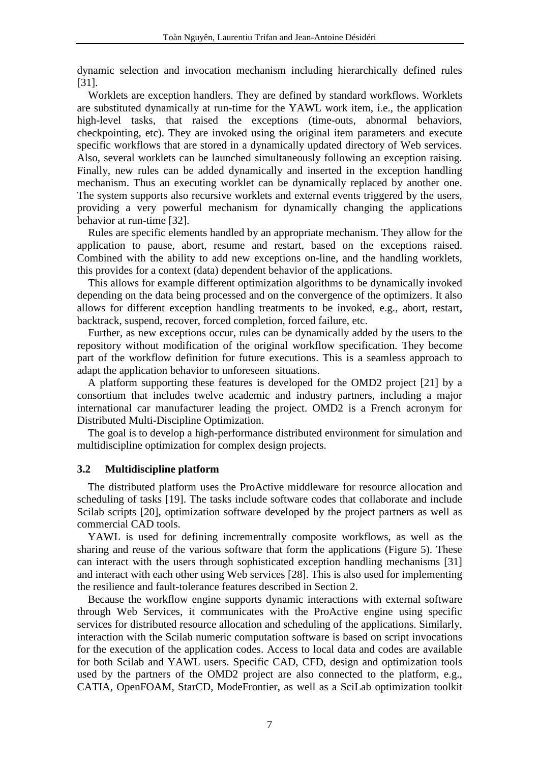dynamic selection and invocation mechanism including hierarchically defined rules [31].

Worklets are exception handlers. They are defined by standard workflows. Worklets are substituted dynamically at run-time for the YAWL work item, i.e., the application high-level tasks, that raised the exceptions (time-outs, abnormal behaviors, checkpointing, etc). They are invoked using the original item parameters and execute specific workflows that are stored in a dynamically updated directory of Web services. Also, several worklets can be launched simultaneously following an exception raising. Finally, new rules can be added dynamically and inserted in the exception handling mechanism. Thus an executing worklet can be dynamically replaced by another one. The system supports also recursive worklets and external events triggered by the users, providing a very powerful mechanism for dynamically changing the applications behavior at run-time [32].

Rules are specific elements handled by an appropriate mechanism. They allow for the application to pause, abort, resume and restart, based on the exceptions raised. Combined with the ability to add new exceptions on-line, and the handling worklets, this provides for a context (data) dependent behavior of the applications.

This allows for example different optimization algorithms to be dynamically invoked depending on the data being processed and on the convergence of the optimizers. It also allows for different exception handling treatments to be invoked, e.g., abort, restart, backtrack, suspend, recover, forced completion, forced failure, etc.

Further, as new exceptions occur, rules can be dynamically added by the users to the repository without modification of the original workflow specification. They become part of the workflow definition for future executions. This is a seamless approach to adapt the application behavior to unforeseen situations.

A platform supporting these features is developed for the OMD2 project [21] by a consortium that includes twelve academic and industry partners, including a major international car manufacturer leading the project. OMD2 is a French acronym for Distributed Multi-Discipline Optimization.

The goal is to develop a high-performance distributed environment for simulation and multidiscipline optimization for complex design projects.

### 3.2 Multidiscipline platform

The distributed platform uses the ProActive middleware for resource allocation and scheduling of tasks [19]. The tasks include software codes that collaborate and include Scilab scripts [20], optimization software developed by the project partners as well as commercial CAD tools.

YAWL is used for defining incrementrally composite workflows, as well as the sharing and reuse of the various software that form the applications (Figure 5). These can interact with the users through sophisticated exception handling mechanisms [31] and interact with each other using Web services [28]. This is also used for implementing the resilience and fault-tolerance features described in Section 2.

Because the workflow engine supports dynamic interactions with external software through Web Services, it communicates with the ProActive engine using specific services for distributed resource allocation and scheduling of the applications. Similarly, interaction with the Scilab numeric computation software is based on script invocations for the execution of the application codes. Access to local data and codes are available for both Scilab and YAWL users. Specific CAD, CFD, design and optimization tools used by the partners of the OMD2 project are also connected to the platform, e.g., CATIA, OpenFOAM, StarCD, ModeFrontier, as well as a SciLab optimization toolkit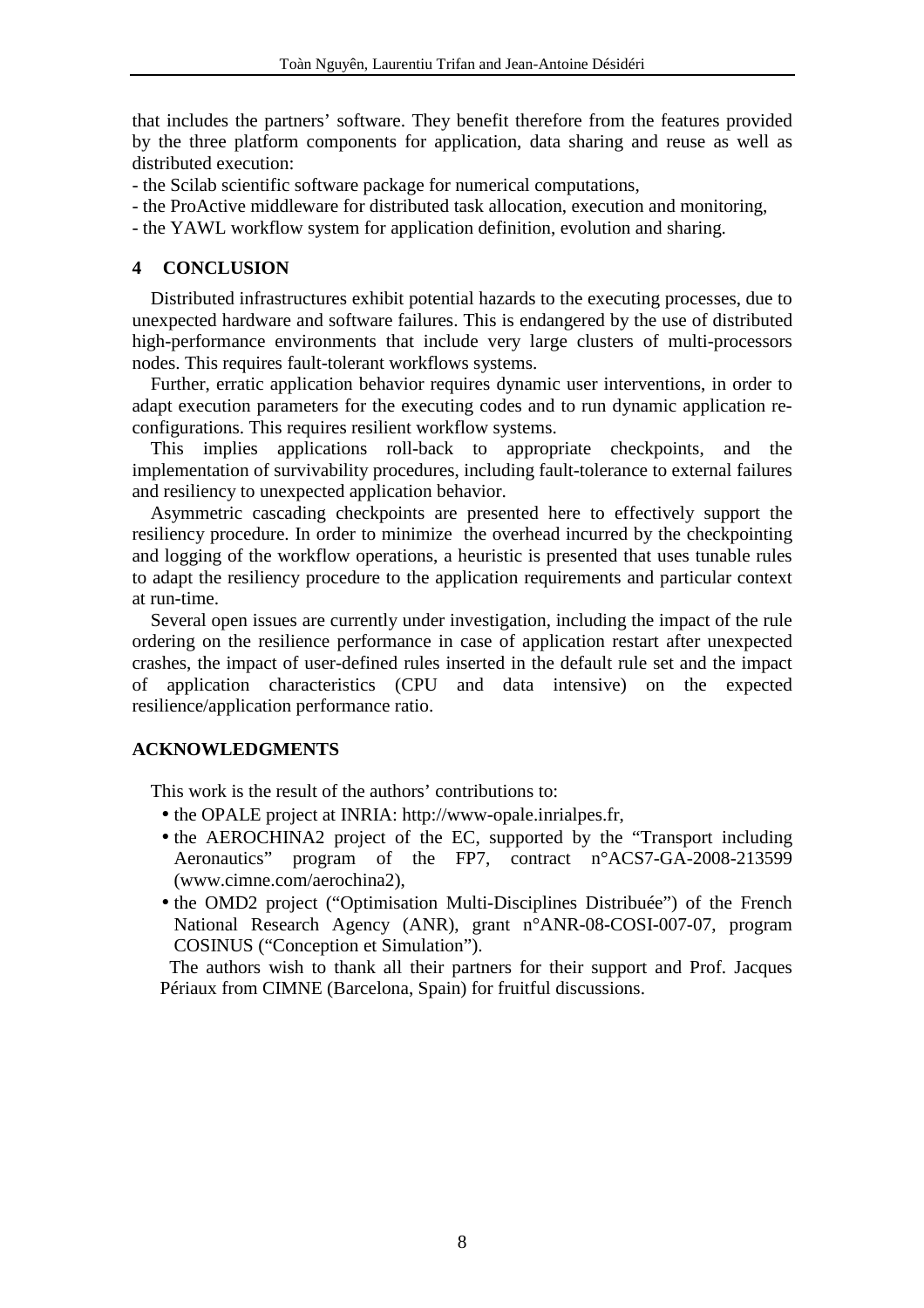that includes the partners' software. They benefit therefore from the features provided by the three platform components for application, data sharing and reuse as well as distributed execution:

- the Scilab scientific software package for numerical computations,
- the ProActive middleware for distributed task allocation, execution and monitoring,
- the YAWL workflow system for application definition, evolution and sharing.

## 4 CONCLUSION

Distributed infrastructures exhibit potential hazards to the executing processes, due to unexpected hardware and software failures. This is endangered by the use of distributed high-performance environments that include very large clusters of multi-processors nodes. This requires fault-tolerant workflows systems.

Further, erratic application behavior requires dynamic user interventions, in order to adapt execution parameters for the executing codes and to run dynamic application re-configurations. This requires resilient workflow systems.

This implies applications roll-back to appropriate checkpoints, and the implementation of survivability procedures, including fault-tolerance to external failures and resiliency to unexpected application behavior.

Asymmetric cascading checkpoints are presented here to effectively support the resiliency procedure. In order to minimize the overhead incurred by the checkpointing and logging of the workflow operations, a heuristic is presented that uses tunable rules to adapt the resiliency procedure to the application requirements and particular context at run-time.

Several open issues are currently under investigation, including the impact of the rule ordering on the resilience performance in case of application restart after unexpected crashes, the impact of user-defined rules inserted in the default rule set and the impact of application characteristics (CPU and data intensive) on the expected resilience/application performance ratio.

## ACKNOWLEDGMENTS

This work is the result of the authors' contributions to:

- the OPALE project at INRIA: http://www-opale.inrialpes.fr,
- the AEROCHINA2 project of the EC, supported by the "Transport including Aeronautics" program of the FP7, contract n°ACS7-GA-2008-213599 (www.cimne.com/aerochina2),
- the OMD2 project ("Optimisation Multi-Disciplines Distribuée") of the French National Research Agency (ANR), grant n°ANR-08-COSI-007-07, program COSINUS ("Conception et Simulation").

The authors wish to thank all their partners for their support and Prof. Jacques Périaux from CIMNE (Barcelona, Spain) for fruitful discussions.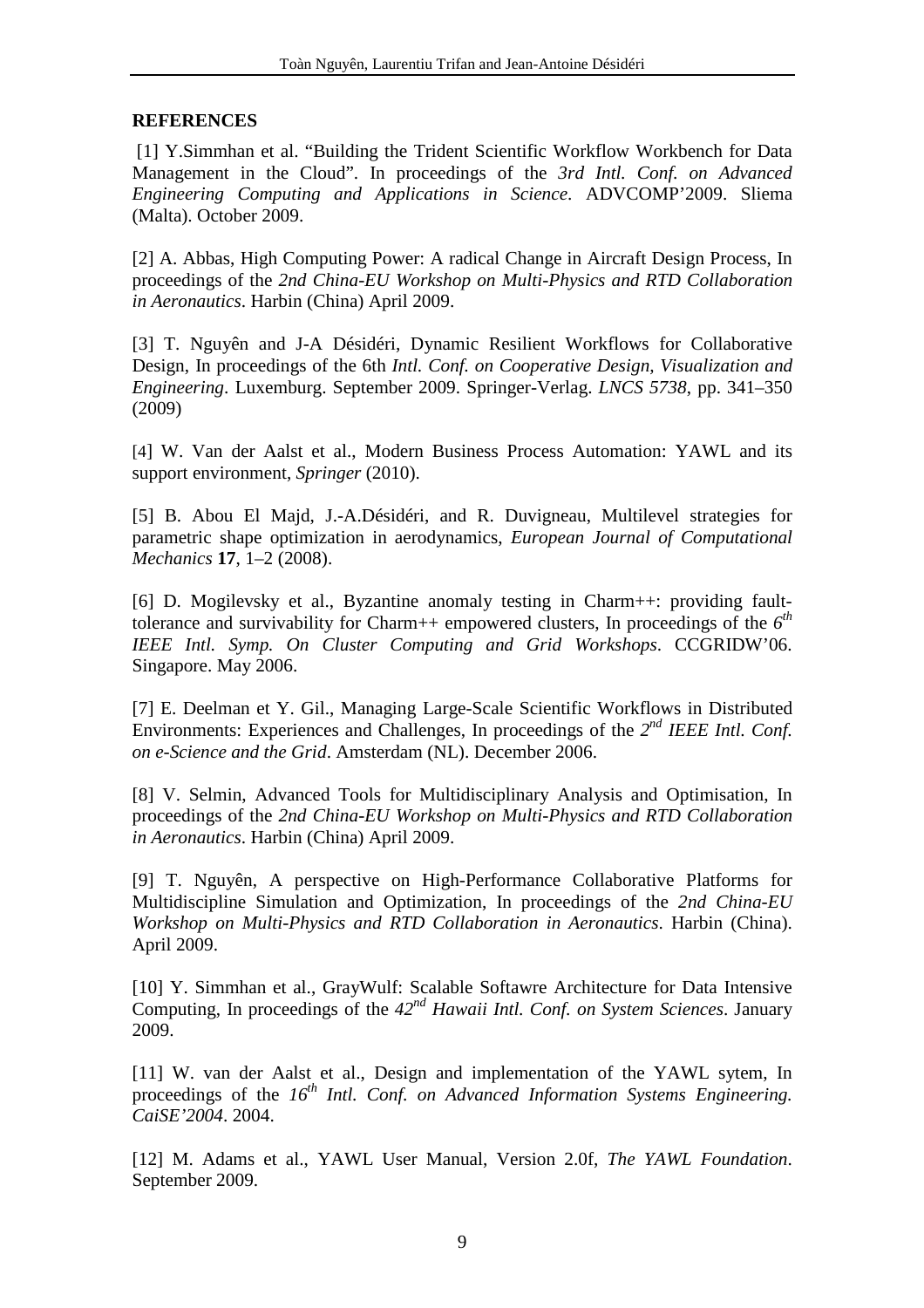## REFERENCES

[1] Y.Simmhan et al. "Building the Trident Scientific Workflow Workbench for Data Management in the Cloud". In proceedings of the *3rd Intl. Conf. on Advanced Engineering Computing and Applications in Science*. ADVCOMP'2009. Sliema (Malta). October 2009.

[2] A. Abbas, High Computing Power: A radical Change in Aircraft Design Process, In proceedings of the *2nd China-EU Workshop on Multi-Physics and RTD Collaboration in Aeronautics*. Harbin (China) April 2009.

[3] T. Nguyên and J-A Désidéri, Dynamic Resilient Workflows for Collaborative Design, In proceedings of the 6th *Intl. Conf. on Cooperative Design, Visualization and Engineering*. Luxemburg. September 2009. Springer-Verlag. *LNCS 5738*, pp. 341–350 (2009)

[4] W. Van der Aalst et al., Modern Business Process Automation: YAWL and its support environment, *Springer* (2010).

[5] B. Abou El Majd, J.-A.Désidéri, and R. Duvigneau, Multilevel strategies for parametric shape optimization in aerodynamics, *European Journal of Computational Mechanics* **17**, 1–2 (2008).

[6] D. Mogilevsky et al., Byzantine anomaly testing in Charm++: providing fault-tolerance and survivability for Charm++ empowered clusters, In proceedings of the *6th IEEE Intl. Symp. On Cluster Computing and Grid Workshops*. CCGRIDW'06. Singapore. May 2006.

[7] E. Deelman et Y. Gil., Managing Large-Scale Scientific Workflows in Distributed Environments: Experiences and Challenges, In proceedings of the *2nd IEEE Intl. Conf. on e-Science and the Grid*. Amsterdam (NL). December 2006.

[8] V. Selmin, Advanced Tools for Multidisciplinary Analysis and Optimisation, In proceedings of the *2nd China-EU Workshop on Multi-Physics and RTD Collaboration in Aeronautics*. Harbin (China) April 2009.

[9] T. Nguyên, A perspective on High-Performance Collaborative Platforms for Multidiscipline Simulation and Optimization, In proceedings of the *2nd China-EU Workshop on Multi-Physics and RTD Collaboration in Aeronautics*. Harbin (China). April 2009.

[10] Y. Simmhan et al., GrayWulf: Scalable Softawre Architecture for Data Intensive Computing, In proceedings of the *42nd Hawaii Intl. Conf. on System Sciences*. January 2009.

[11] W. van der Aalst et al., Design and implementation of the YAWL sytem, In proceedings of the *16th Intl. Conf. on Advanced Information Systems Engineering. CaiSE'2004*. 2004.

[12] M. Adams et al., YAWL User Manual, Version 2.0f, *The YAWL Foundation*. September 2009.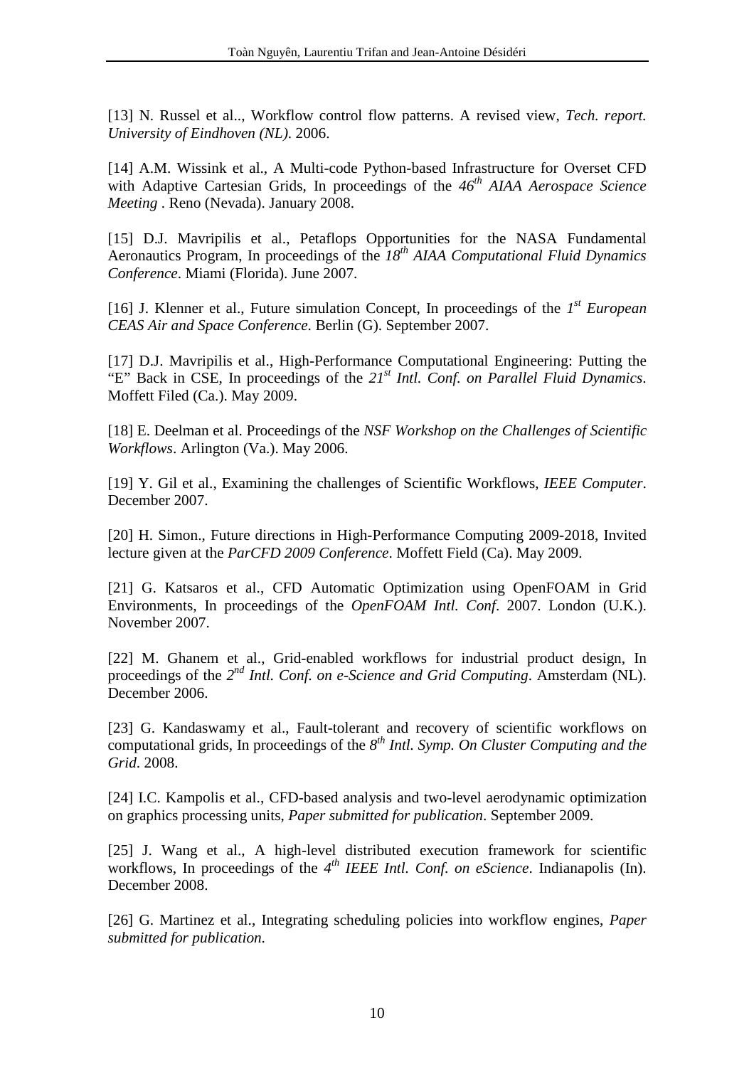[13] N. Russel et al.., Workflow control flow patterns. A revised view, *Tech. report. University of Eindhoven (NL)*. 2006.

[14] A.M. Wissink et al., A Multi-code Python-based Infrastructure for Overset CFD with Adaptive Cartesian Grids, In proceedings of the *46th AIAA Aerospace Science Meeting* . Reno (Nevada). January 2008.

[15] D.J. Mavripilis et al., Petaflops Opportunities for the NASA Fundamental Aeronautics Program, In proceedings of the *18th AIAA Computational Fluid Dynamics Conference*. Miami (Florida). June 2007.

[16] J. Klenner et al., Future simulation Concept, In proceedings of the *1st European CEAS Air and Space Conference*. Berlin (G). September 2007.

[17] D.J. Mavripilis et al., High-Performance Computational Engineering: Putting the "E" Back in CSE, In proceedings of the *21st Intl. Conf. on Parallel Fluid Dynamics*. Moffett Filed (Ca.). May 2009.

[18] E. Deelman et al. Proceedings of the *NSF Workshop on the Challenges of Scientific Workflows*. Arlington (Va.). May 2006.

[19] Y. Gil et al., Examining the challenges of Scientific Workflows, *IEEE Computer*. December 2007.

[20] H. Simon., Future directions in High-Performance Computing 2009-2018, Invited lecture given at the *ParCFD 2009 Conference*. Moffett Field (Ca). May 2009.

[21] G. Katsaros et al., CFD Automatic Optimization using OpenFOAM in Grid Environments, In proceedings of the *OpenFOAM Intl. Conf*. 2007. London (U.K.). November 2007.

[22] M. Ghanem et al., Grid-enabled workflows for industrial product design, In proceedings of the *2nd Intl. Conf. on e-Science and Grid Computing*. Amsterdam (NL). December 2006.

[23] G. Kandaswamy et al., Fault-tolerant and recovery of scientific workflows on computational grids, In proceedings of the *8th Intl. Symp. On Cluster Computing and the Grid*. 2008.

[24] I.C. Kampolis et al., CFD-based analysis and two-level aerodynamic optimization on graphics processing units, *Paper submitted for publication*. September 2009.

[25] J. Wang et al., A high-level distributed execution framework for scientific workflows, In proceedings of the *4th IEEE Intl. Conf. on eScience*. Indianapolis (In). December 2008.

[26] G. Martinez et al., Integrating scheduling policies into workflow engines, *Paper submitted for publication.*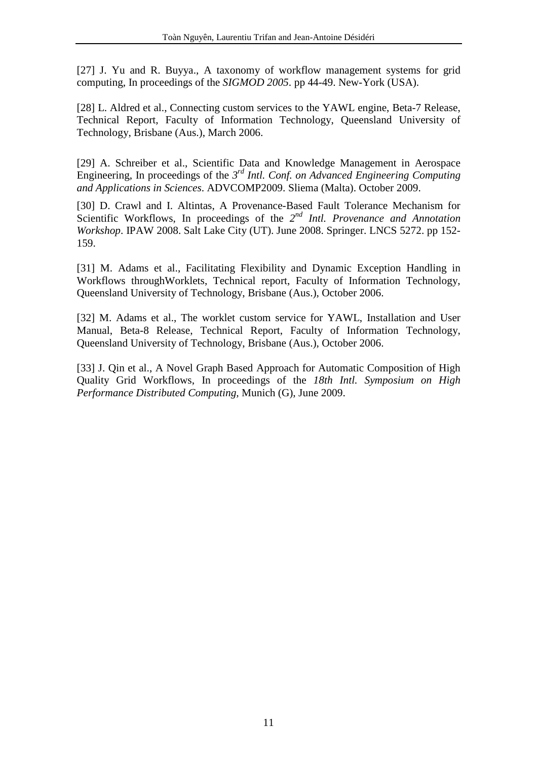[27] J. Yu and R. Buyya., A taxonomy of workflow management systems for grid computing, In proceedings of the *SIGMOD 2005*. pp 44-49. New-York (USA).

[28] L. Aldred et al., Connecting custom services to the YAWL engine, Beta-7 Release, Technical Report, Faculty of Information Technology, Queensland University of Technology, Brisbane (Aus.), March 2006.

[29] A. Schreiber et al., Scientific Data and Knowledge Management in Aerospace Engineering, In proceedings of the *3rd Intl. Conf. on Advanced Engineering Computing and Applications in Sciences*. ADVCOMP2009. Sliema (Malta). October 2009.

[30] D. Crawl and I. Altintas, A Provenance-Based Fault Tolerance Mechanism for Scientific Workflows, In proceedings of the *2nd Intl. Provenance and Annotation Workshop*. IPAW 2008. Salt Lake City (UT). June 2008. Springer. LNCS 5272. pp 152-159.

[31] M. Adams et al., Facilitating Flexibility and Dynamic Exception Handling in Workflows throughWorklets, Technical report, Faculty of Information Technology, Queensland University of Technology, Brisbane (Aus.), October 2006.

[32] M. Adams et al., The worklet custom service for YAWL, Installation and User Manual, Beta-8 Release, Technical Report, Faculty of Information Technology, Queensland University of Technology, Brisbane (Aus.), October 2006.

[33] J. Qin et al., A Novel Graph Based Approach for Automatic Composition of High Quality Grid Workflows, In proceedings of the *18th Intl. Symposium on High Performance Distributed Computing*, Munich (G), June 2009.